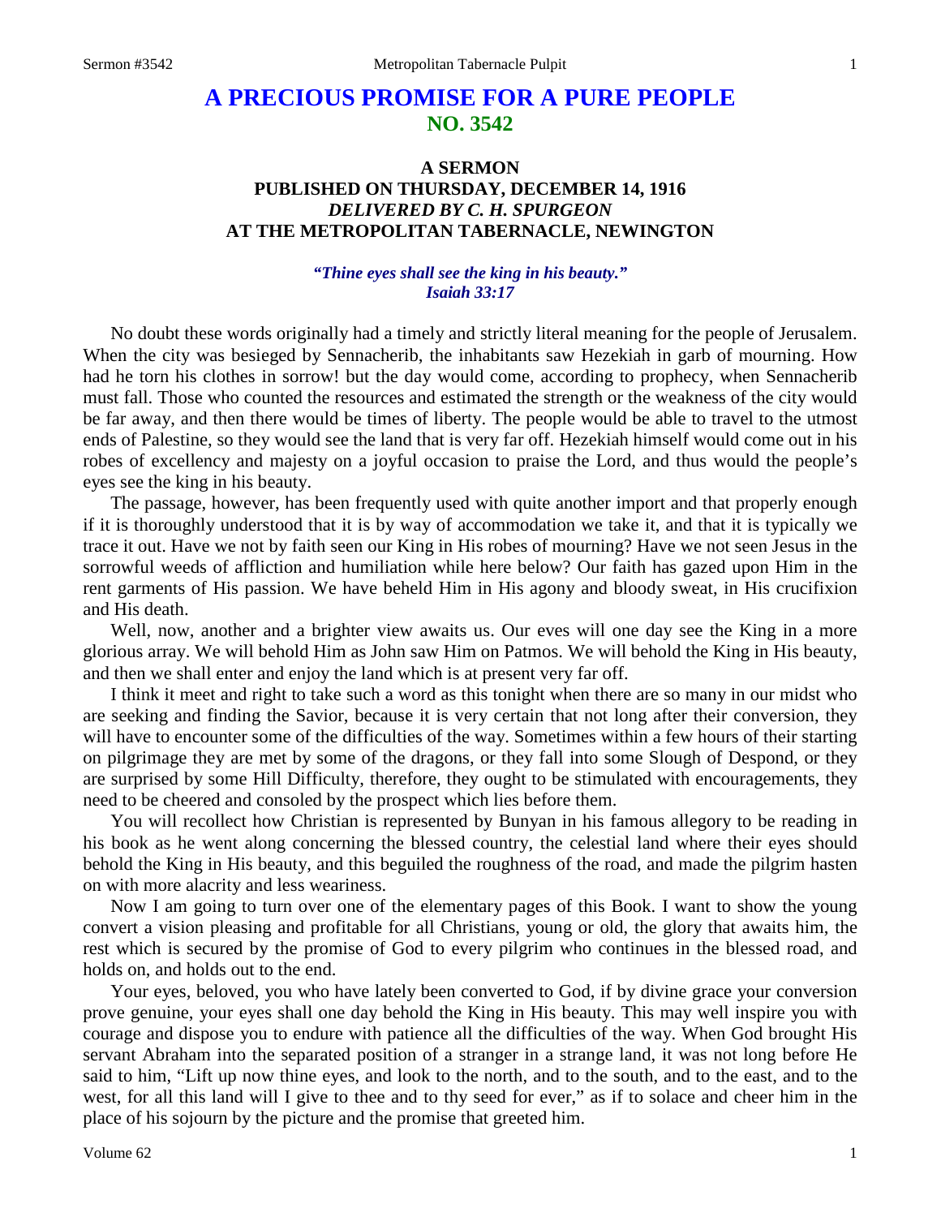# A PRECIOUS PROMISE FOR A PURE PEOPLE
## NO. 3542

### A SERMON
### PUBLISHED ON THURSDAY, DECEMBER 14, 1916
### *DELIVERED BY C. H. SPURGEON*
### AT THE METROPOLITAN TABERNACLE, NEWINGTON

***"Thine eyes shall see the king in his beauty."***
***Isaiah 33:17***

No doubt these words originally had a timely and strictly literal meaning for the people of Jerusalem. When the city was besieged by Sennacherib, the inhabitants saw Hezekiah in garb of mourning. How had he torn his clothes in sorrow! but the day would come, according to prophecy, when Sennacherib must fall. Those who counted the resources and estimated the strength or the weakness of the city would be far away, and then there would be times of liberty. The people would be able to travel to the utmost ends of Palestine, so they would see the land that is very far off. Hezekiah himself would come out in his robes of excellency and majesty on a joyful occasion to praise the Lord, and thus would the people's eyes see the king in his beauty.

The passage, however, has been frequently used with quite another import and that properly enough if it is thoroughly understood that it is by way of accommodation we take it, and that it is typically we trace it out. Have we not by faith seen our King in His robes of mourning? Have we not seen Jesus in the sorrowful weeds of affliction and humiliation while here below? Our faith has gazed upon Him in the rent garments of His passion. We have beheld Him in His agony and bloody sweat, in His crucifixion and His death.

Well, now, another and a brighter view awaits us. Our eves will one day see the King in a more glorious array. We will behold Him as John saw Him on Patmos. We will behold the King in His beauty, and then we shall enter and enjoy the land which is at present very far off.

I think it meet and right to take such a word as this tonight when there are so many in our midst who are seeking and finding the Savior, because it is very certain that not long after their conversion, they will have to encounter some of the difficulties of the way. Sometimes within a few hours of their starting on pilgrimage they are met by some of the dragons, or they fall into some Slough of Despond, or they are surprised by some Hill Difficulty, therefore, they ought to be stimulated with encouragements, they need to be cheered and consoled by the prospect which lies before them.

You will recollect how Christian is represented by Bunyan in his famous allegory to be reading in his book as he went along concerning the blessed country, the celestial land where their eyes should behold the King in His beauty, and this beguiled the roughness of the road, and made the pilgrim hasten on with more alacrity and less weariness.

Now I am going to turn over one of the elementary pages of this Book. I want to show the young convert a vision pleasing and profitable for all Christians, young or old, the glory that awaits him, the rest which is secured by the promise of God to every pilgrim who continues in the blessed road, and holds on, and holds out to the end.

Your eyes, beloved, you who have lately been converted to God, if by divine grace your conversion prove genuine, your eyes shall one day behold the King in His beauty. This may well inspire you with courage and dispose you to endure with patience all the difficulties of the way. When God brought His servant Abraham into the separated position of a stranger in a strange land, it was not long before He said to him, "Lift up now thine eyes, and look to the north, and to the south, and to the east, and to the west, for all this land will I give to thee and to thy seed for ever," as if to solace and cheer him in the place of his sojourn by the picture and the promise that greeted him.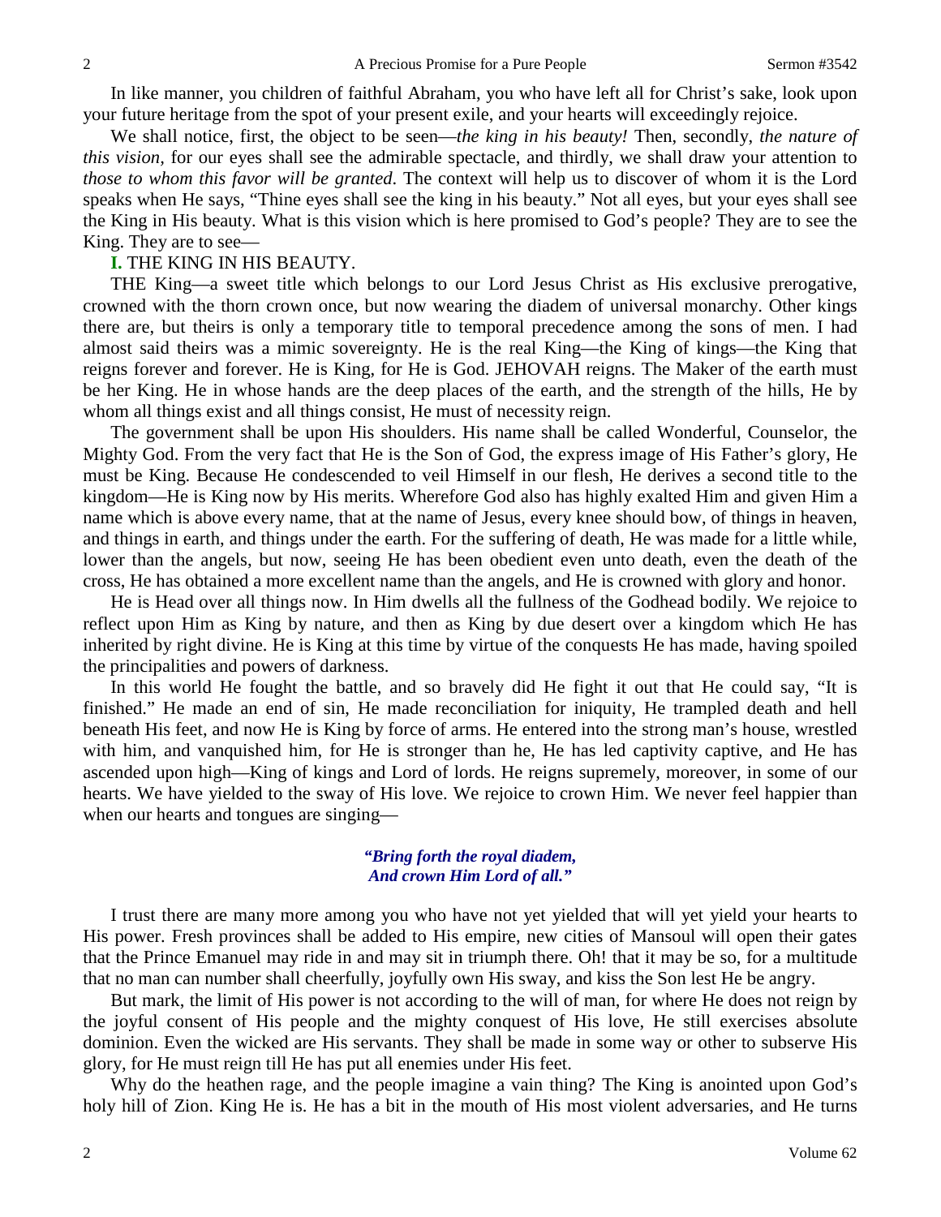In like manner, you children of faithful Abraham, you who have left all for Christ's sake, look upon your future heritage from the spot of your present exile, and your hearts will exceedingly rejoice.

We shall notice, first, the object to be seen—*the king in his beauty!* Then, secondly, *the nature of this vision*, for our eyes shall see the admirable spectacle, and thirdly, we shall draw your attention to *those to whom this favor will be granted*. The context will help us to discover of whom it is the Lord speaks when He says, "Thine eyes shall see the king in his beauty." Not all eyes, but your eyes shall see the King in His beauty. What is this vision which is here promised to God's people? They are to see the King. They are to see—

**I.** THE KING IN HIS BEAUTY.

THE King—a sweet title which belongs to our Lord Jesus Christ as His exclusive prerogative, crowned with the thorn crown once, but now wearing the diadem of universal monarchy. Other kings there are, but theirs is only a temporary title to temporal precedence among the sons of men. I had almost said theirs was a mimic sovereignty. He is the real King—the King of kings—the King that reigns forever and forever. He is King, for He is God. JEHOVAH reigns. The Maker of the earth must be her King. He in whose hands are the deep places of the earth, and the strength of the hills, He by whom all things exist and all things consist, He must of necessity reign.

The government shall be upon His shoulders. His name shall be called Wonderful, Counselor, the Mighty God. From the very fact that He is the Son of God, the express image of His Father's glory, He must be King. Because He condescended to veil Himself in our flesh, He derives a second title to the kingdom—He is King now by His merits. Wherefore God also has highly exalted Him and given Him a name which is above every name, that at the name of Jesus, every knee should bow, of things in heaven, and things in earth, and things under the earth. For the suffering of death, He was made for a little while, lower than the angels, but now, seeing He has been obedient even unto death, even the death of the cross, He has obtained a more excellent name than the angels, and He is crowned with glory and honor.

He is Head over all things now. In Him dwells all the fullness of the Godhead bodily. We rejoice to reflect upon Him as King by nature, and then as King by due desert over a kingdom which He has inherited by right divine. He is King at this time by virtue of the conquests He has made, having spoiled the principalities and powers of darkness.

In this world He fought the battle, and so bravely did He fight it out that He could say, "It is finished." He made an end of sin, He made reconciliation for iniquity, He trampled death and hell beneath His feet, and now He is King by force of arms. He entered into the strong man's house, wrestled with him, and vanquished him, for He is stronger than he, He has led captivity captive, and He has ascended upon high—King of kings and Lord of lords. He reigns supremely, moreover, in some of our hearts. We have yielded to the sway of His love. We rejoice to crown Him. We never feel happier than when our hearts and tongues are singing—

> ***"Bring forth the royal diadem,***
> ***And crown Him Lord of all."***

I trust there are many more among you who have not yet yielded that will yet yield your hearts to His power. Fresh provinces shall be added to His empire, new cities of Mansoul will open their gates that the Prince Emanuel may ride in and may sit in triumph there. Oh! that it may be so, for a multitude that no man can number shall cheerfully, joyfully own His sway, and kiss the Son lest He be angry.

But mark, the limit of His power is not according to the will of man, for where He does not reign by the joyful consent of His people and the mighty conquest of His love, He still exercises absolute dominion. Even the wicked are His servants. They shall be made in some way or other to subserve His glory, for He must reign till He has put all enemies under His feet.

Why do the heathen rage, and the people imagine a vain thing? The King is anointed upon God's holy hill of Zion. King He is. He has a bit in the mouth of His most violent adversaries, and He turns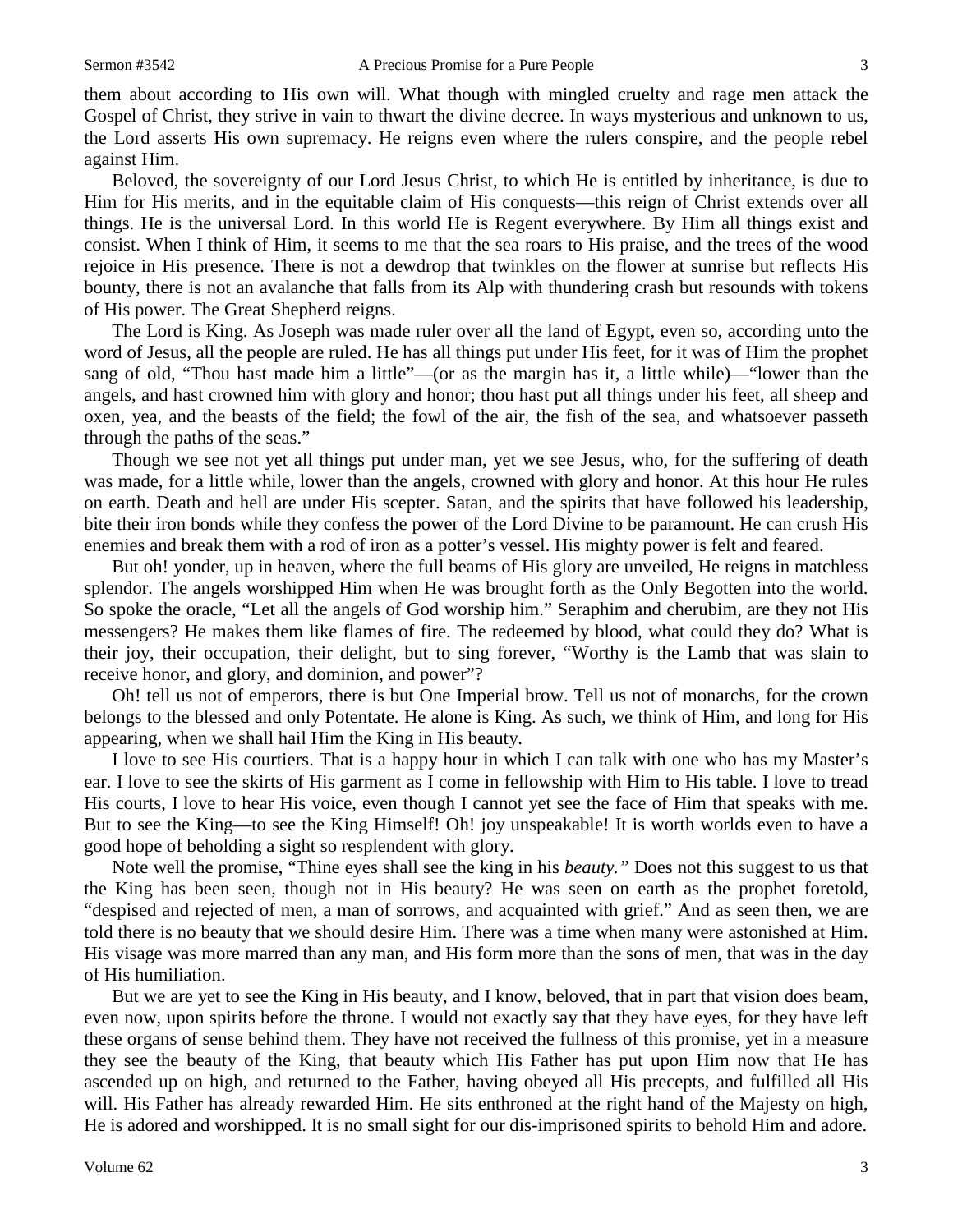them about according to His own will. What though with mingled cruelty and rage men attack the Gospel of Christ, they strive in vain to thwart the divine decree. In ways mysterious and unknown to us, the Lord asserts His own supremacy. He reigns even where the rulers conspire, and the people rebel against Him.

Beloved, the sovereignty of our Lord Jesus Christ, to which He is entitled by inheritance, is due to Him for His merits, and in the equitable claim of His conquests—this reign of Christ extends over all things. He is the universal Lord. In this world He is Regent everywhere. By Him all things exist and consist. When I think of Him, it seems to me that the sea roars to His praise, and the trees of the wood rejoice in His presence. There is not a dewdrop that twinkles on the flower at sunrise but reflects His bounty, there is not an avalanche that falls from its Alp with thundering crash but resounds with tokens of His power. The Great Shepherd reigns.

The Lord is King. As Joseph was made ruler over all the land of Egypt, even so, according unto the word of Jesus, all the people are ruled. He has all things put under His feet, for it was of Him the prophet sang of old, "Thou hast made him a little"—(or as the margin has it, a little while)—"lower than the angels, and hast crowned him with glory and honor; thou hast put all things under his feet, all sheep and oxen, yea, and the beasts of the field; the fowl of the air, the fish of the sea, and whatsoever passeth through the paths of the seas."

Though we see not yet all things put under man, yet we see Jesus, who, for the suffering of death was made, for a little while, lower than the angels, crowned with glory and honor. At this hour He rules on earth. Death and hell are under His scepter. Satan, and the spirits that have followed his leadership, bite their iron bonds while they confess the power of the Lord Divine to be paramount. He can crush His enemies and break them with a rod of iron as a potter's vessel. His mighty power is felt and feared.

But oh! yonder, up in heaven, where the full beams of His glory are unveiled, He reigns in matchless splendor. The angels worshipped Him when He was brought forth as the Only Begotten into the world. So spoke the oracle, "Let all the angels of God worship him." Seraphim and cherubim, are they not His messengers? He makes them like flames of fire. The redeemed by blood, what could they do? What is their joy, their occupation, their delight, but to sing forever, "Worthy is the Lamb that was slain to receive honor, and glory, and dominion, and power"?

Oh! tell us not of emperors, there is but One Imperial brow. Tell us not of monarchs, for the crown belongs to the blessed and only Potentate. He alone is King. As such, we think of Him, and long for His appearing, when we shall hail Him the King in His beauty.

I love to see His courtiers. That is a happy hour in which I can talk with one who has my Master's ear. I love to see the skirts of His garment as I come in fellowship with Him to His table. I love to tread His courts, I love to hear His voice, even though I cannot yet see the face of Him that speaks with me. But to see the King—to see the King Himself! Oh! joy unspeakable! It is worth worlds even to have a good hope of beholding a sight so resplendent with glory.

Note well the promise, "Thine eyes shall see the king in his *beauty."* Does not this suggest to us that the King has been seen, though not in His beauty? He was seen on earth as the prophet foretold, "despised and rejected of men, a man of sorrows, and acquainted with grief." And as seen then, we are told there is no beauty that we should desire Him. There was a time when many were astonished at Him. His visage was more marred than any man, and His form more than the sons of men, that was in the day of His humiliation.

But we are yet to see the King in His beauty, and I know, beloved, that in part that vision does beam, even now, upon spirits before the throne. I would not exactly say that they have eyes, for they have left these organs of sense behind them. They have not received the fullness of this promise, yet in a measure they see the beauty of the King, that beauty which His Father has put upon Him now that He has ascended up on high, and returned to the Father, having obeyed all His precepts, and fulfilled all His will. His Father has already rewarded Him. He sits enthroned at the right hand of the Majesty on high, He is adored and worshipped. It is no small sight for our dis-imprisoned spirits to behold Him and adore.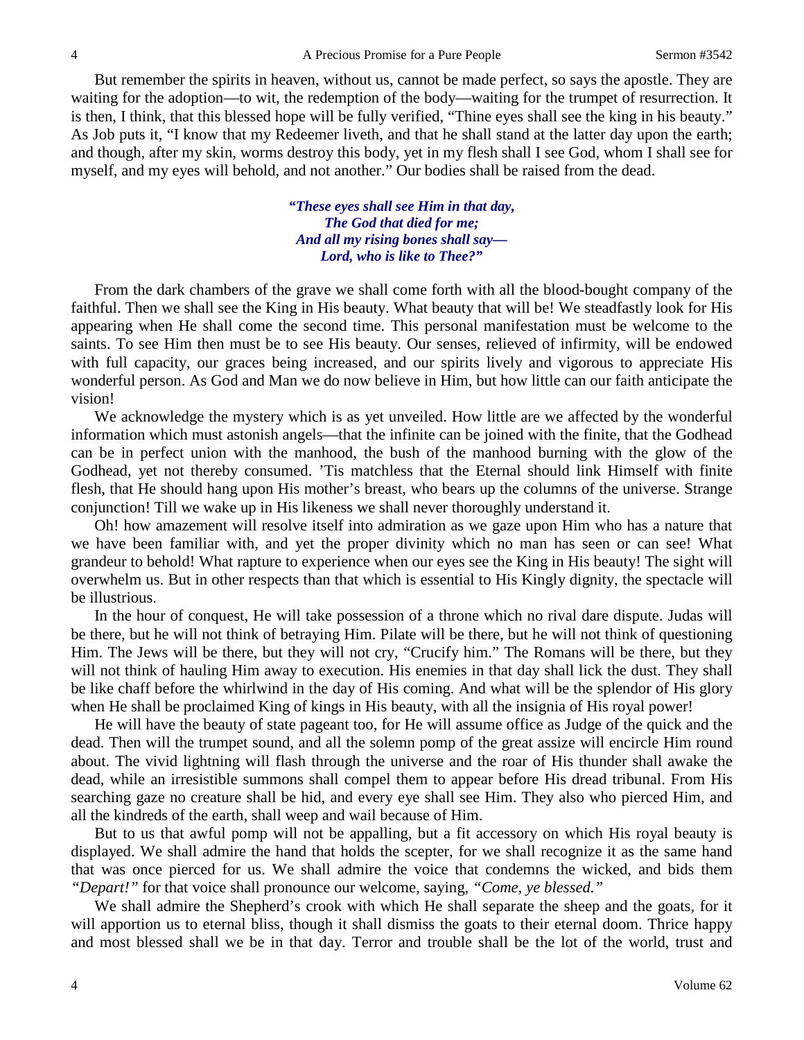But remember the spirits in heaven, without us, cannot be made perfect, so says the apostle. They are waiting for the adoption—to wit, the redemption of the body—waiting for the trumpet of resurrection. It is then, I think, that this blessed hope will be fully verified, "Thine eyes shall see the king in his beauty." As Job puts it, "I know that my Redeemer liveth, and that he shall stand at the latter day upon the earth; and though, after my skin, worms destroy this body, yet in my flesh shall I see God, whom I shall see for myself, and my eyes will behold, and not another." Our bodies shall be raised from the dead.

> ***"These eyes shall see Him in that day,***
> ***The God that died for me;***
> ***And all my rising bones shall say—***
> ***Lord, who is like to Thee?"***

From the dark chambers of the grave we shall come forth with all the blood-bought company of the faithful. Then we shall see the King in His beauty. What beauty that will be! We steadfastly look for His appearing when He shall come the second time. This personal manifestation must be welcome to the saints. To see Him then must be to see His beauty. Our senses, relieved of infirmity, will be endowed with full capacity, our graces being increased, and our spirits lively and vigorous to appreciate His wonderful person. As God and Man we do now believe in Him, but how little can our faith anticipate the vision!

We acknowledge the mystery which is as yet unveiled. How little are we affected by the wonderful information which must astonish angels—that the infinite can be joined with the finite, that the Godhead can be in perfect union with the manhood, the bush of the manhood burning with the glow of the Godhead, yet not thereby consumed. 'Tis matchless that the Eternal should link Himself with finite flesh, that He should hang upon His mother's breast, who bears up the columns of the universe. Strange conjunction! Till we wake up in His likeness we shall never thoroughly understand it.

Oh! how amazement will resolve itself into admiration as we gaze upon Him who has a nature that we have been familiar with, and yet the proper divinity which no man has seen or can see! What grandeur to behold! What rapture to experience when our eyes see the King in His beauty! The sight will overwhelm us. But in other respects than that which is essential to His Kingly dignity, the spectacle will be illustrious.

In the hour of conquest, He will take possession of a throne which no rival dare dispute. Judas will be there, but he will not think of betraying Him. Pilate will be there, but he will not think of questioning Him. The Jews will be there, but they will not cry, "Crucify him." The Romans will be there, but they will not think of hauling Him away to execution. His enemies in that day shall lick the dust. They shall be like chaff before the whirlwind in the day of His coming. And what will be the splendor of His glory when He shall be proclaimed King of kings in His beauty, with all the insignia of His royal power!

He will have the beauty of state pageant too, for He will assume office as Judge of the quick and the dead. Then will the trumpet sound, and all the solemn pomp of the great assize will encircle Him round about. The vivid lightning will flash through the universe and the roar of His thunder shall awake the dead, while an irresistible summons shall compel them to appear before His dread tribunal. From His searching gaze no creature shall be hid, and every eye shall see Him. They also who pierced Him, and all the kindreds of the earth, shall weep and wail because of Him.

But to us that awful pomp will not be appalling, but a fit accessory on which His royal beauty is displayed. We shall admire the hand that holds the scepter, for we shall recognize it as the same hand that was once pierced for us. We shall admire the voice that condemns the wicked, and bids them *"Depart!"* for that voice shall pronounce our welcome, saying, *"Come, ye blessed."*

We shall admire the Shepherd's crook with which He shall separate the sheep and the goats, for it will apportion us to eternal bliss, though it shall dismiss the goats to their eternal doom. Thrice happy and most blessed shall we be in that day. Terror and trouble shall be the lot of the world, trust and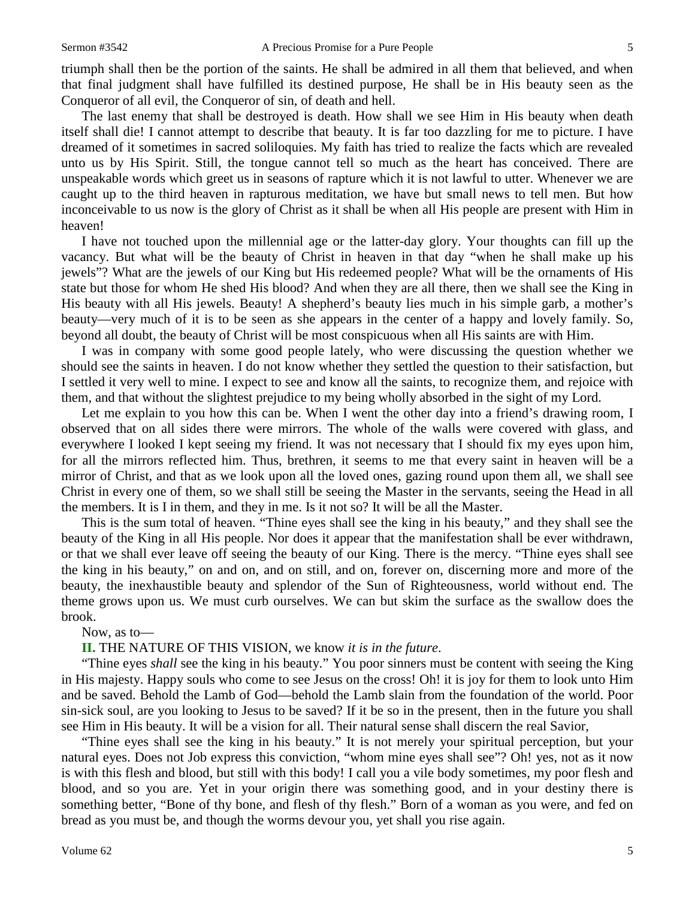triumph shall then be the portion of the saints. He shall be admired in all them that believed, and when that final judgment shall have fulfilled its destined purpose, He shall be in His beauty seen as the Conqueror of all evil, the Conqueror of sin, of death and hell.

The last enemy that shall be destroyed is death. How shall we see Him in His beauty when death itself shall die! I cannot attempt to describe that beauty. It is far too dazzling for me to picture. I have dreamed of it sometimes in sacred soliloquies. My faith has tried to realize the facts which are revealed unto us by His Spirit. Still, the tongue cannot tell so much as the heart has conceived. There are unspeakable words which greet us in seasons of rapture which it is not lawful to utter. Whenever we are caught up to the third heaven in rapturous meditation, we have but small news to tell men. But how inconceivable to us now is the glory of Christ as it shall be when all His people are present with Him in heaven!

I have not touched upon the millennial age or the latter-day glory. Your thoughts can fill up the vacancy. But what will be the beauty of Christ in heaven in that day "when he shall make up his jewels"? What are the jewels of our King but His redeemed people? What will be the ornaments of His state but those for whom He shed His blood? And when they are all there, then we shall see the King in His beauty with all His jewels. Beauty! A shepherd's beauty lies much in his simple garb, a mother's beauty—very much of it is to be seen as she appears in the center of a happy and lovely family. So, beyond all doubt, the beauty of Christ will be most conspicuous when all His saints are with Him.

I was in company with some good people lately, who were discussing the question whether we should see the saints in heaven. I do not know whether they settled the question to their satisfaction, but I settled it very well to mine. I expect to see and know all the saints, to recognize them, and rejoice with them, and that without the slightest prejudice to my being wholly absorbed in the sight of my Lord.

Let me explain to you how this can be. When I went the other day into a friend's drawing room, I observed that on all sides there were mirrors. The whole of the walls were covered with glass, and everywhere I looked I kept seeing my friend. It was not necessary that I should fix my eyes upon him, for all the mirrors reflected him. Thus, brethren, it seems to me that every saint in heaven will be a mirror of Christ, and that as we look upon all the loved ones, gazing round upon them all, we shall see Christ in every one of them, so we shall still be seeing the Master in the servants, seeing the Head in all the members. It is I in them, and they in me. Is it not so? It will be all the Master.

This is the sum total of heaven. "Thine eyes shall see the king in his beauty," and they shall see the beauty of the King in all His people. Nor does it appear that the manifestation shall be ever withdrawn, or that we shall ever leave off seeing the beauty of our King. There is the mercy. "Thine eyes shall see the king in his beauty," on and on, and on still, and on, forever on, discerning more and more of the beauty, the inexhaustible beauty and splendor of the Sun of Righteousness, world without end. The theme grows upon us. We must curb ourselves. We can but skim the surface as the swallow does the brook.

Now, as to—

**II.** THE NATURE OF THIS VISION, we know *it is in the future*.

"Thine eyes *shall* see the king in his beauty." You poor sinners must be content with seeing the King in His majesty. Happy souls who come to see Jesus on the cross! Oh! it is joy for them to look unto Him and be saved. Behold the Lamb of God—behold the Lamb slain from the foundation of the world. Poor sin-sick soul, are you looking to Jesus to be saved? If it be so in the present, then in the future you shall see Him in His beauty. It will be a vision for all. Their natural sense shall discern the real Savior,

"Thine eyes shall see the king in his beauty." It is not merely your spiritual perception, but your natural eyes. Does not Job express this conviction, "whom mine eyes shall see"? Oh! yes, not as it now is with this flesh and blood, but still with this body! I call you a vile body sometimes, my poor flesh and blood, and so you are. Yet in your origin there was something good, and in your destiny there is something better, "Bone of thy bone, and flesh of thy flesh." Born of a woman as you were, and fed on bread as you must be, and though the worms devour you, yet shall you rise again.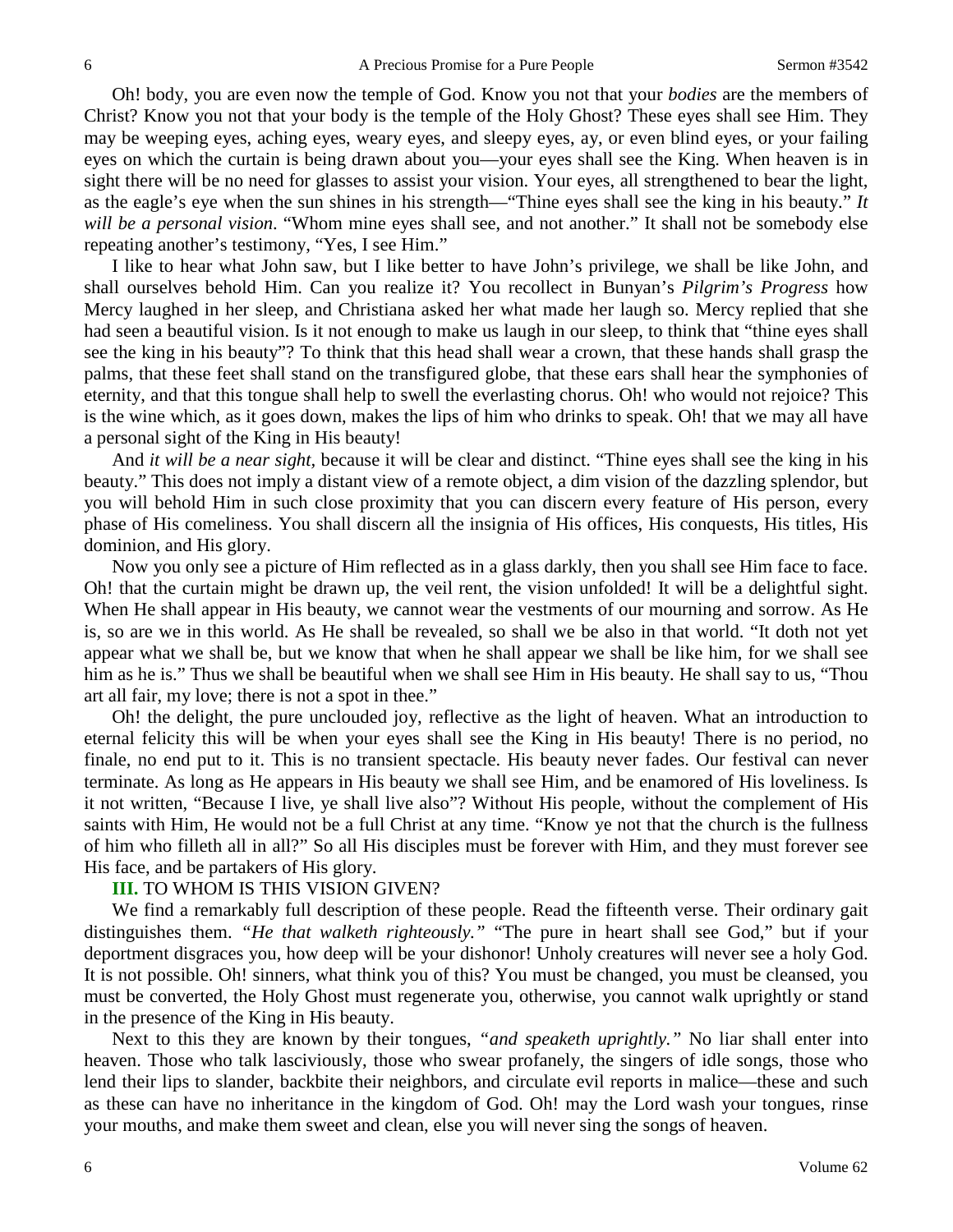Oh! body, you are even now the temple of God. Know you not that your *bodies* are the members of Christ? Know you not that your body is the temple of the Holy Ghost? These eyes shall see Him. They may be weeping eyes, aching eyes, weary eyes, and sleepy eyes, ay, or even blind eyes, or your failing eyes on which the curtain is being drawn about you—your eyes shall see the King. When heaven is in sight there will be no need for glasses to assist your vision. Your eyes, all strengthened to bear the light, as the eagle's eye when the sun shines in his strength—"Thine eyes shall see the king in his beauty." *It will be a personal vision*. "Whom mine eyes shall see, and not another." It shall not be somebody else repeating another's testimony, "Yes, I see Him."

I like to hear what John saw, but I like better to have John's privilege, we shall be like John, and shall ourselves behold Him. Can you realize it? You recollect in Bunyan's *Pilgrim's Progress* how Mercy laughed in her sleep, and Christiana asked her what made her laugh so. Mercy replied that she had seen a beautiful vision. Is it not enough to make us laugh in our sleep, to think that "thine eyes shall see the king in his beauty"? To think that this head shall wear a crown, that these hands shall grasp the palms, that these feet shall stand on the transfigured globe, that these ears shall hear the symphonies of eternity, and that this tongue shall help to swell the everlasting chorus. Oh! who would not rejoice? This is the wine which, as it goes down, makes the lips of him who drinks to speak. Oh! that we may all have a personal sight of the King in His beauty!

And *it will be a near sight,* because it will be clear and distinct. "Thine eyes shall see the king in his beauty." This does not imply a distant view of a remote object, a dim vision of the dazzling splendor, but you will behold Him in such close proximity that you can discern every feature of His person, every phase of His comeliness. You shall discern all the insignia of His offices, His conquests, His titles, His dominion, and His glory.

Now you only see a picture of Him reflected as in a glass darkly, then you shall see Him face to face. Oh! that the curtain might be drawn up, the veil rent, the vision unfolded! It will be a delightful sight. When He shall appear in His beauty, we cannot wear the vestments of our mourning and sorrow. As He is, so are we in this world. As He shall be revealed, so shall we be also in that world. "It doth not yet appear what we shall be, but we know that when he shall appear we shall be like him, for we shall see him as he is." Thus we shall be beautiful when we shall see Him in His beauty. He shall say to us, "Thou art all fair, my love; there is not a spot in thee."

Oh! the delight, the pure unclouded joy, reflective as the light of heaven. What an introduction to eternal felicity this will be when your eyes shall see the King in His beauty! There is no period, no finale, no end put to it. This is no transient spectacle. His beauty never fades. Our festival can never terminate. As long as He appears in His beauty we shall see Him, and be enamored of His loveliness. Is it not written, "Because I live, ye shall live also"? Without His people, without the complement of His saints with Him, He would not be a full Christ at any time. "Know ye not that the church is the fullness of him who filleth all in all?" So all His disciples must be forever with Him, and they must forever see His face, and be partakers of His glory.

**III.** TO WHOM IS THIS VISION GIVEN?

We find a remarkably full description of these people. Read the fifteenth verse. Their ordinary gait distinguishes them. *"He that walketh righteously."* "The pure in heart shall see God," but if your deportment disgraces you, how deep will be your dishonor! Unholy creatures will never see a holy God. It is not possible. Oh! sinners, what think you of this? You must be changed, you must be cleansed, you must be converted, the Holy Ghost must regenerate you, otherwise, you cannot walk uprightly or stand in the presence of the King in His beauty.

Next to this they are known by their tongues, *"and speaketh uprightly."* No liar shall enter into heaven. Those who talk lasciviously, those who swear profanely, the singers of idle songs, those who lend their lips to slander, backbite their neighbors, and circulate evil reports in malice—these and such as these can have no inheritance in the kingdom of God. Oh! may the Lord wash your tongues, rinse your mouths, and make them sweet and clean, else you will never sing the songs of heaven.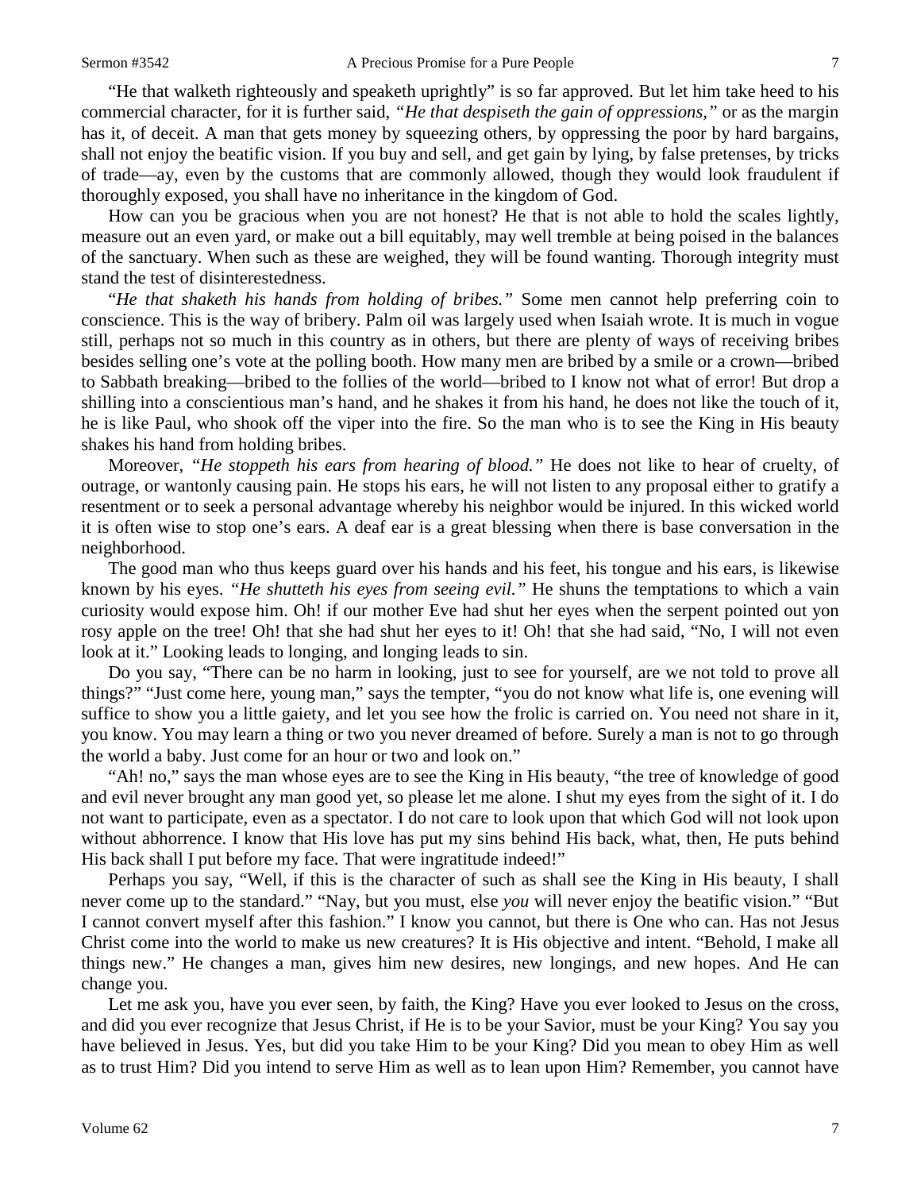"He that walketh righteously and speaketh uprightly" is so far approved. But let him take heed to his commercial character, for it is further said, *"He that despiseth the gain of oppressions,"* or as the margin has it, of deceit. A man that gets money by squeezing others, by oppressing the poor by hard bargains, shall not enjoy the beatific vision. If you buy and sell, and get gain by lying, by false pretenses, by tricks of trade—ay, even by the customs that are commonly allowed, though they would look fraudulent if thoroughly exposed, you shall have no inheritance in the kingdom of God.

How can you be gracious when you are not honest? He that is not able to hold the scales lightly, measure out an even yard, or make out a bill equitably, may well tremble at being poised in the balances of the sanctuary. When such as these are weighed, they will be found wanting. Thorough integrity must stand the test of disinterestedness.

"*He that shaketh his hands from holding of bribes."* Some men cannot help preferring coin to conscience. This is the way of bribery. Palm oil was largely used when Isaiah wrote. It is much in vogue still, perhaps not so much in this country as in others, but there are plenty of ways of receiving bribes besides selling one's vote at the polling booth. How many men are bribed by a smile or a crown—bribed to Sabbath breaking—bribed to the follies of the world—bribed to I know not what of error! But drop a shilling into a conscientious man's hand, and he shakes it from his hand, he does not like the touch of it, he is like Paul, who shook off the viper into the fire. So the man who is to see the King in His beauty shakes his hand from holding bribes.

Moreover, *"He stoppeth his ears from hearing of blood."* He does not like to hear of cruelty, of outrage, or wantonly causing pain. He stops his ears, he will not listen to any proposal either to gratify a resentment or to seek a personal advantage whereby his neighbor would be injured. In this wicked world it is often wise to stop one's ears. A deaf ear is a great blessing when there is base conversation in the neighborhood.

The good man who thus keeps guard over his hands and his feet, his tongue and his ears, is likewise known by his eyes. *"He shutteth his eyes from seeing evil."* He shuns the temptations to which a vain curiosity would expose him. Oh! if our mother Eve had shut her eyes when the serpent pointed out yon rosy apple on the tree! Oh! that she had shut her eyes to it! Oh! that she had said, "No, I will not even look at it." Looking leads to longing, and longing leads to sin.

Do you say, "There can be no harm in looking, just to see for yourself, are we not told to prove all things?" "Just come here, young man," says the tempter, "you do not know what life is, one evening will suffice to show you a little gaiety, and let you see how the frolic is carried on. You need not share in it, you know. You may learn a thing or two you never dreamed of before. Surely a man is not to go through the world a baby. Just come for an hour or two and look on."

"Ah! no," says the man whose eyes are to see the King in His beauty, "the tree of knowledge of good and evil never brought any man good yet, so please let me alone. I shut my eyes from the sight of it. I do not want to participate, even as a spectator. I do not care to look upon that which God will not look upon without abhorrence. I know that His love has put my sins behind His back, what, then, He puts behind His back shall I put before my face. That were ingratitude indeed!"

Perhaps you say, "Well, if this is the character of such as shall see the King in His beauty, I shall never come up to the standard." "Nay, but you must, else *you* will never enjoy the beatific vision." "But I cannot convert myself after this fashion." I know you cannot, but there is One who can. Has not Jesus Christ come into the world to make us new creatures? It is His objective and intent. "Behold, I make all things new." He changes a man, gives him new desires, new longings, and new hopes. And He can change you.

Let me ask you, have you ever seen, by faith, the King? Have you ever looked to Jesus on the cross, and did you ever recognize that Jesus Christ, if He is to be your Savior, must be your King? You say you have believed in Jesus. Yes, but did you take Him to be your King? Did you mean to obey Him as well as to trust Him? Did you intend to serve Him as well as to lean upon Him? Remember, you cannot have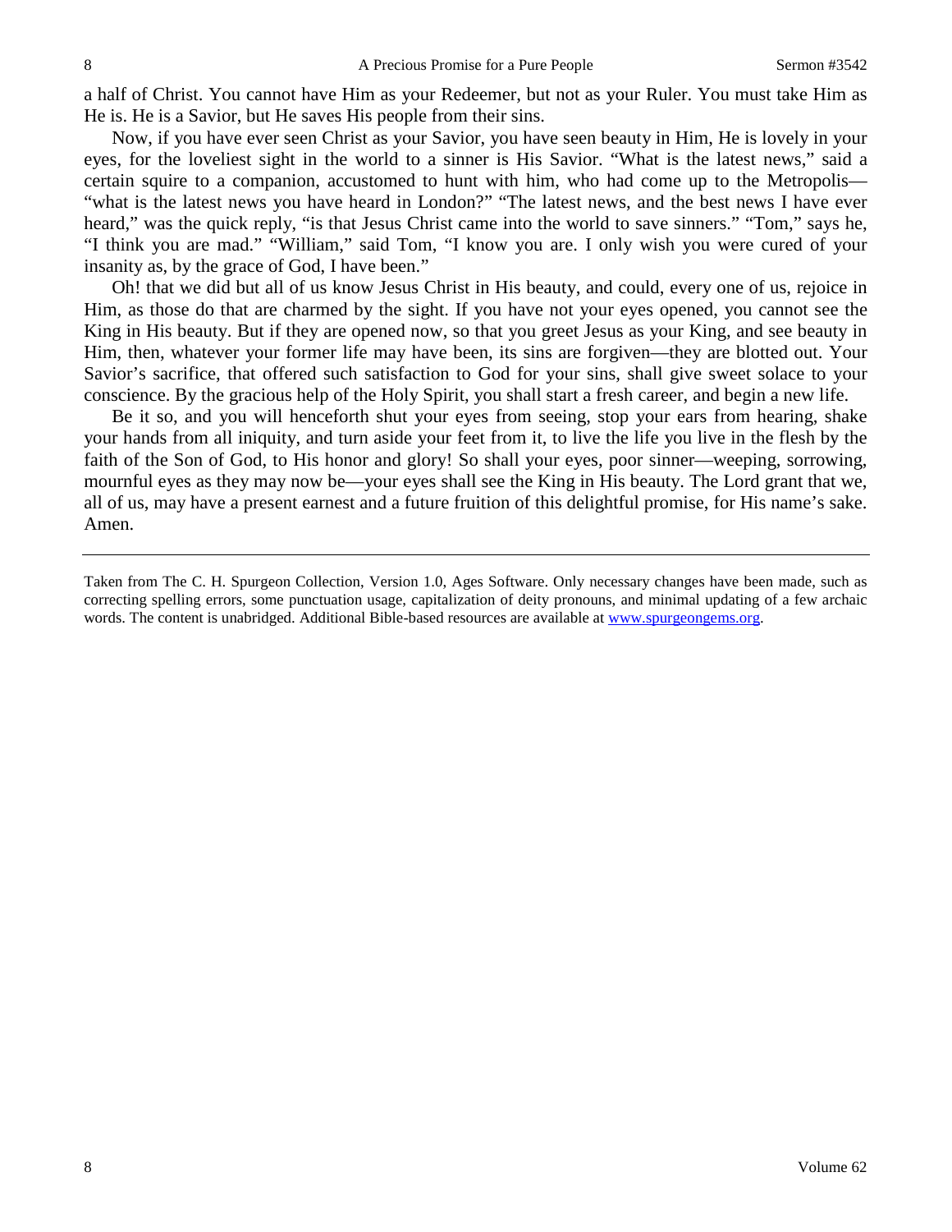a half of Christ. You cannot have Him as your Redeemer, but not as your Ruler. You must take Him as He is. He is a Savior, but He saves His people from their sins.

Now, if you have ever seen Christ as your Savior, you have seen beauty in Him, He is lovely in your eyes, for the loveliest sight in the world to a sinner is His Savior. "What is the latest news," said a certain squire to a companion, accustomed to hunt with him, who had come up to the Metropolis—"what is the latest news you have heard in London?" "The latest news, and the best news I have ever heard," was the quick reply, "is that Jesus Christ came into the world to save sinners." "Tom," says he, "I think you are mad." "William," said Tom, "I know you are. I only wish you were cured of your insanity as, by the grace of God, I have been."

Oh! that we did but all of us know Jesus Christ in His beauty, and could, every one of us, rejoice in Him, as those do that are charmed by the sight. If you have not your eyes opened, you cannot see the King in His beauty. But if they are opened now, so that you greet Jesus as your King, and see beauty in Him, then, whatever your former life may have been, its sins are forgiven—they are blotted out. Your Savior's sacrifice, that offered such satisfaction to God for your sins, shall give sweet solace to your conscience. By the gracious help of the Holy Spirit, you shall start a fresh career, and begin a new life.

Be it so, and you will henceforth shut your eyes from seeing, stop your ears from hearing, shake your hands from all iniquity, and turn aside your feet from it, to live the life you live in the flesh by the faith of the Son of God, to His honor and glory! So shall your eyes, poor sinner—weeping, sorrowing, mournful eyes as they may now be—your eyes shall see the King in His beauty. The Lord grant that we, all of us, may have a present earnest and a future fruition of this delightful promise, for His name's sake. Amen.

---

Taken from The C. H. Spurgeon Collection, Version 1.0, Ages Software. Only necessary changes have been made, such as correcting spelling errors, some punctuation usage, capitalization of deity pronouns, and minimal updating of a few archaic words. The content is unabridged. Additional Bible-based resources are available at www.spurgeongems.org.